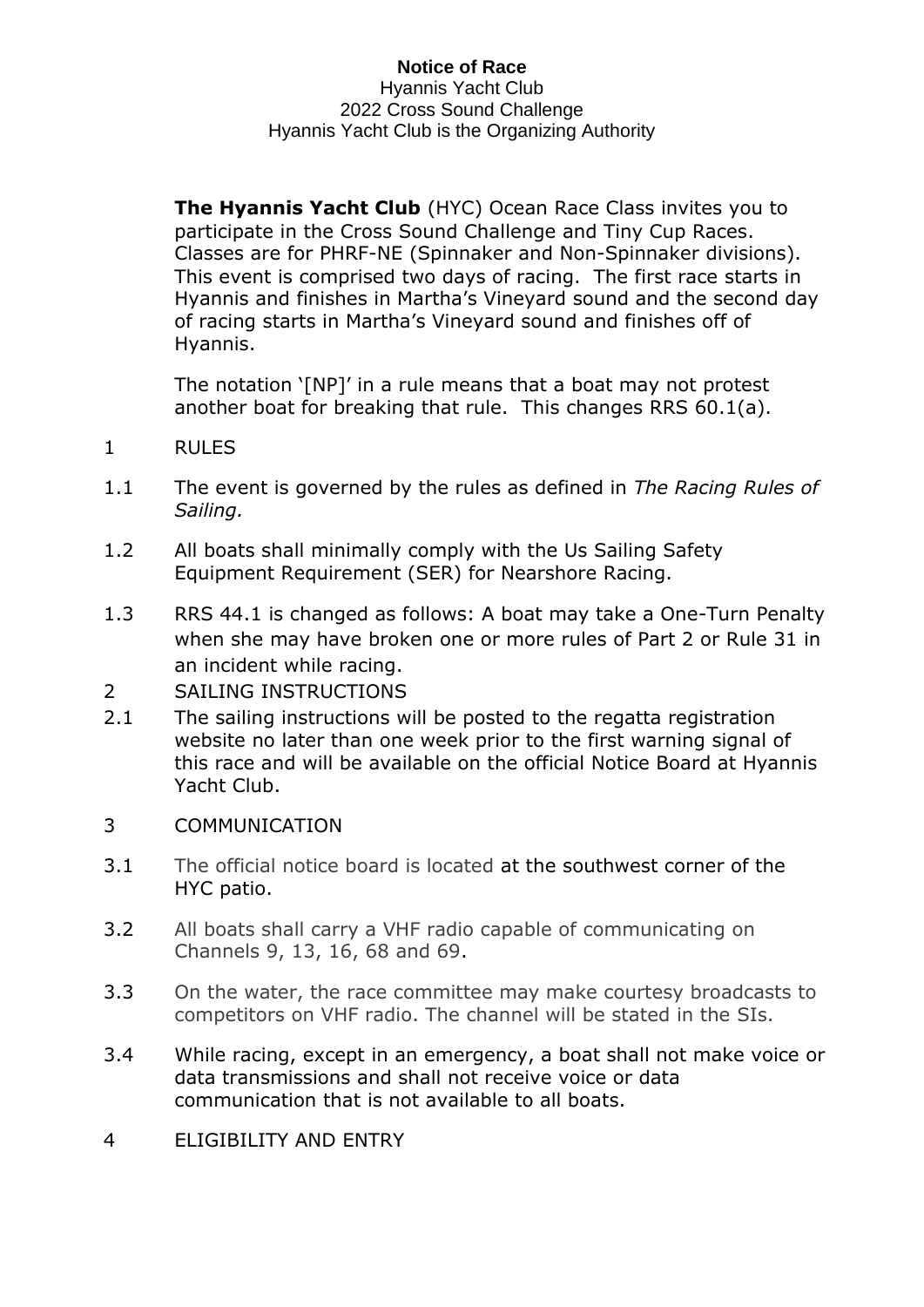**Notice of Race**
Hyannis Yacht Club
2022 Cross Sound Challenge
Hyannis Yacht Club is the Organizing Authority

**The Hyannis Yacht Club** (HYC) Ocean Race Class invites you to participate in the Cross Sound Challenge and Tiny Cup Races. Classes are for PHRF-NE (Spinnaker and Non-Spinnaker divisions). This event is comprised two days of racing. The first race starts in Hyannis and finishes in Martha's Vineyard sound and the second day of racing starts in Martha's Vineyard sound and finishes off of Hyannis.

The notation '[NP]' in a rule means that a boat may not protest another boat for breaking that rule. This changes RRS 60.1(a).

1 RULES

1.1 The event is governed by the rules as defined in *The Racing Rules of Sailing.*

1.2 All boats shall minimally comply with the Us Sailing Safety Equipment Requirement (SER) for Nearshore Racing.

1.3 RRS 44.1 is changed as follows: A boat may take a One-Turn Penalty when she may have broken one or more rules of Part 2 or Rule 31 in an incident while racing.

2 SAILING INSTRUCTIONS

2.1 The sailing instructions will be posted to the regatta registration website no later than one week prior to the first warning signal of this race and will be available on the official Notice Board at Hyannis Yacht Club.

3 COMMUNICATION

3.1 The official notice board is located at the southwest corner of the HYC patio.

3.2 All boats shall carry a VHF radio capable of communicating on Channels 9, 13, 16, 68 and 69.

3.3 On the water, the race committee may make courtesy broadcasts to competitors on VHF radio. The channel will be stated in the SIs.

3.4 While racing, except in an emergency, a boat shall not make voice or data transmissions and shall not receive voice or data communication that is not available to all boats.

4 ELIGIBILITY AND ENTRY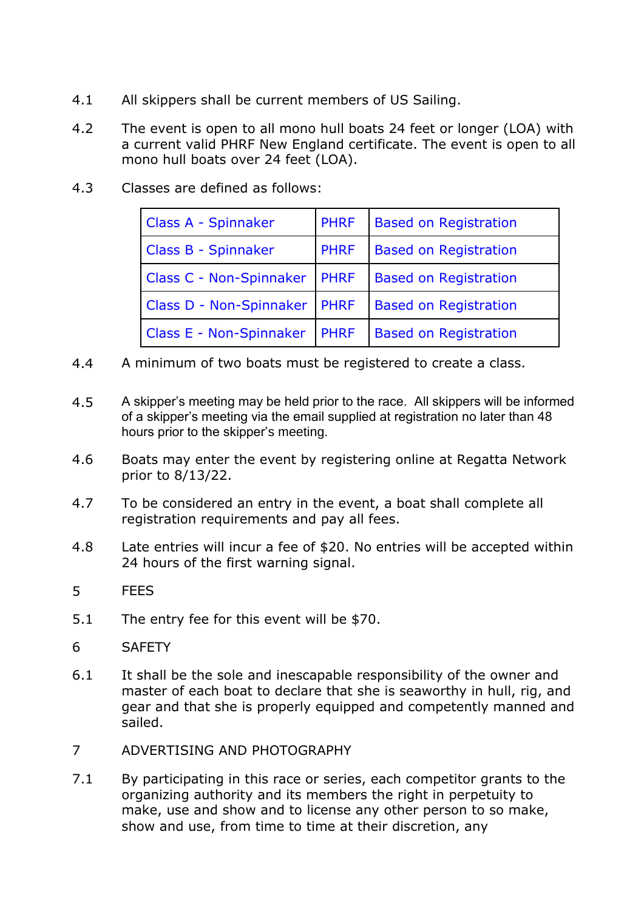4.1 All skippers shall be current members of US Sailing.

4.2 The event is open to all mono hull boats 24 feet or longer (LOA) with a current valid PHRF New England certificate. The event is open to all mono hull boats over 24 feet (LOA).

4.3 Classes are defined as follows:

| Class | Rating | Split |
|---|---|---|
| Class A - Spinnaker | PHRF | Based on Registration |
| Class B - Spinnaker | PHRF | Based on Registration |
| Class C - Non-Spinnaker | PHRF | Based on Registration |
| Class D - Non-Spinnaker | PHRF | Based on Registration |
| Class E - Non-Spinnaker | PHRF | Based on Registration |

4.4 A minimum of two boats must be registered to create a class.

4.5 A skipper's meeting may be held prior to the race. All skippers will be informed of a skipper's meeting via the email supplied at registration no later than 48 hours prior to the skipper's meeting.

4.6 Boats may enter the event by registering online at Regatta Network prior to 8/13/22.

4.7 To be considered an entry in the event, a boat shall complete all registration requirements and pay all fees.

4.8 Late entries will incur a fee of $20. No entries will be accepted within 24 hours of the first warning signal.

## 5 FEES

5.1 The entry fee for this event will be $70.

## 6 SAFETY

6.1 It shall be the sole and inescapable responsibility of the owner and master of each boat to declare that she is seaworthy in hull, rig, and gear and that she is properly equipped and competently manned and sailed.

## 7 ADVERTISING AND PHOTOGRAPHY

7.1 By participating in this race or series, each competitor grants to the organizing authority and its members the right in perpetuity to make, use and show and to license any other person to so make, show and use, from time to time at their discretion, any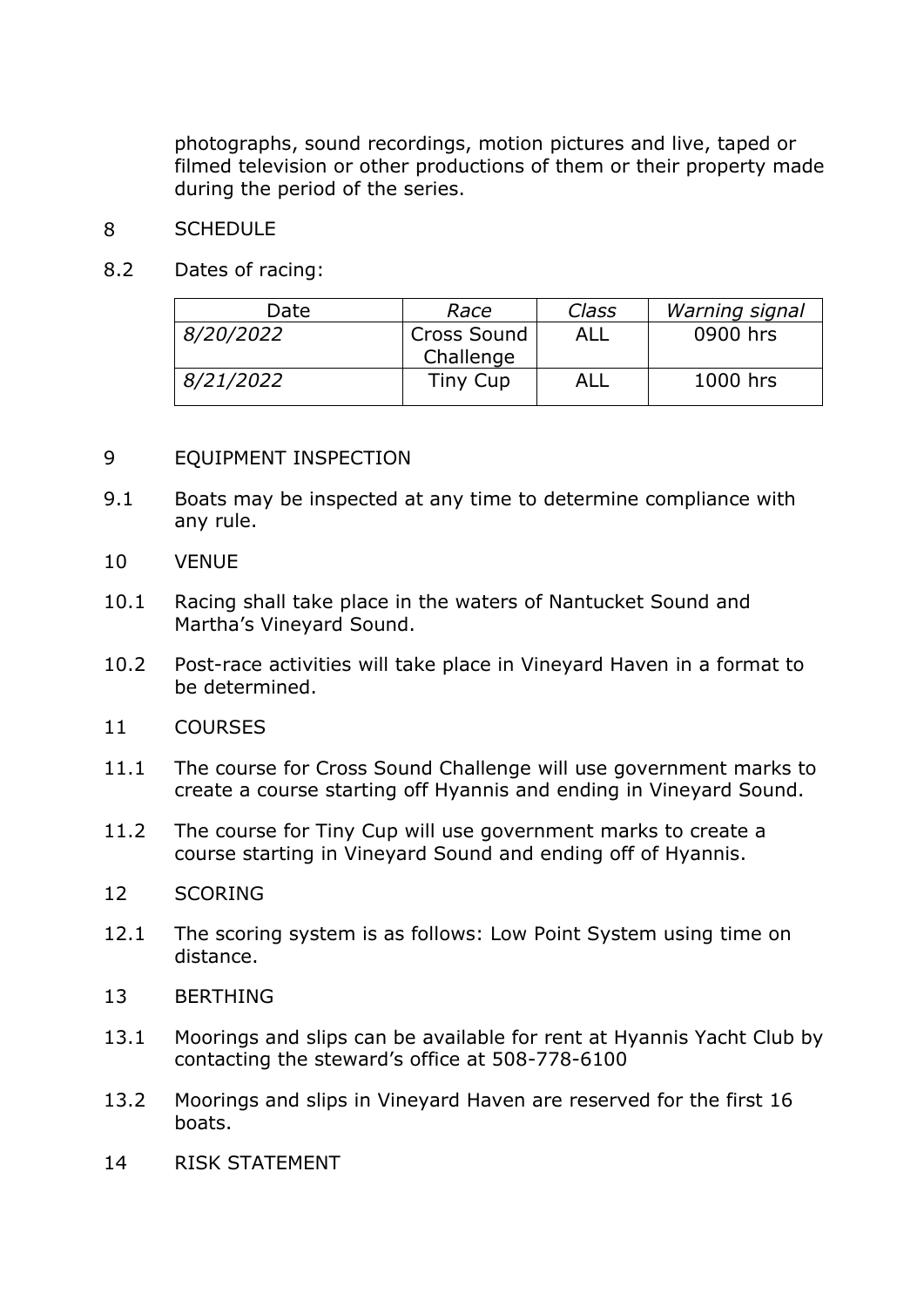photographs, sound recordings, motion pictures and live, taped or filmed television or other productions of them or their property made during the period of the series.

## 8 SCHEDULE

8.2 Dates of racing:

| Date | *Race* | *Class* | *Warning signal* |
|---|---|---|---|
| *8/20/2022* | Cross Sound Challenge | ALL | 0900 hrs |
| *8/21/2022* | Tiny Cup | ALL | 1000 hrs |

## 9 EQUIPMENT INSPECTION

9.1 Boats may be inspected at any time to determine compliance with any rule.

## 10 VENUE

10.1 Racing shall take place in the waters of Nantucket Sound and Martha's Vineyard Sound.

10.2 Post-race activities will take place in Vineyard Haven in a format to be determined.

## 11 COURSES

11.1 The course for Cross Sound Challenge will use government marks to create a course starting off Hyannis and ending in Vineyard Sound.

11.2 The course for Tiny Cup will use government marks to create a course starting in Vineyard Sound and ending off of Hyannis.

## 12 SCORING

12.1 The scoring system is as follows: Low Point System using time on distance.

## 13 BERTHING

13.1 Moorings and slips can be available for rent at Hyannis Yacht Club by contacting the steward's office at 508-778-6100

13.2 Moorings and slips in Vineyard Haven are reserved for the first 16 boats.

## 14 RISK STATEMENT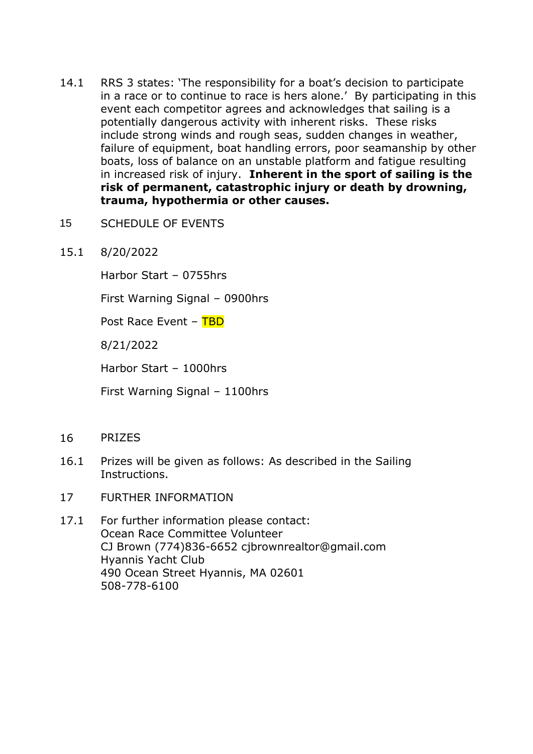14.1 RRS 3 states: 'The responsibility for a boat's decision to participate in a race or to continue to race is hers alone.' By participating in this event each competitor agrees and acknowledges that sailing is a potentially dangerous activity with inherent risks. These risks include strong winds and rough seas, sudden changes in weather, failure of equipment, boat handling errors, poor seamanship by other boats, loss of balance on an unstable platform and fatigue resulting in increased risk of injury. **Inherent in the sport of sailing is the risk of permanent, catastrophic injury or death by drowning, trauma, hypothermia or other causes.**

## 15 SCHEDULE OF EVENTS

15.1 8/20/2022

Harbor Start – 0755hrs

First Warning Signal – 0900hrs

Post Race Event – TBD

8/21/2022

Harbor Start – 1000hrs

First Warning Signal – 1100hrs

## 16 PRIZES

16.1 Prizes will be given as follows: As described in the Sailing Instructions.

## 17 FURTHER INFORMATION

17.1 For further information please contact:
Ocean Race Committee Volunteer
CJ Brown (774)836-6652 cjbrownrealtor@gmail.com
Hyannis Yacht Club
490 Ocean Street Hyannis, MA 02601
508-778-6100